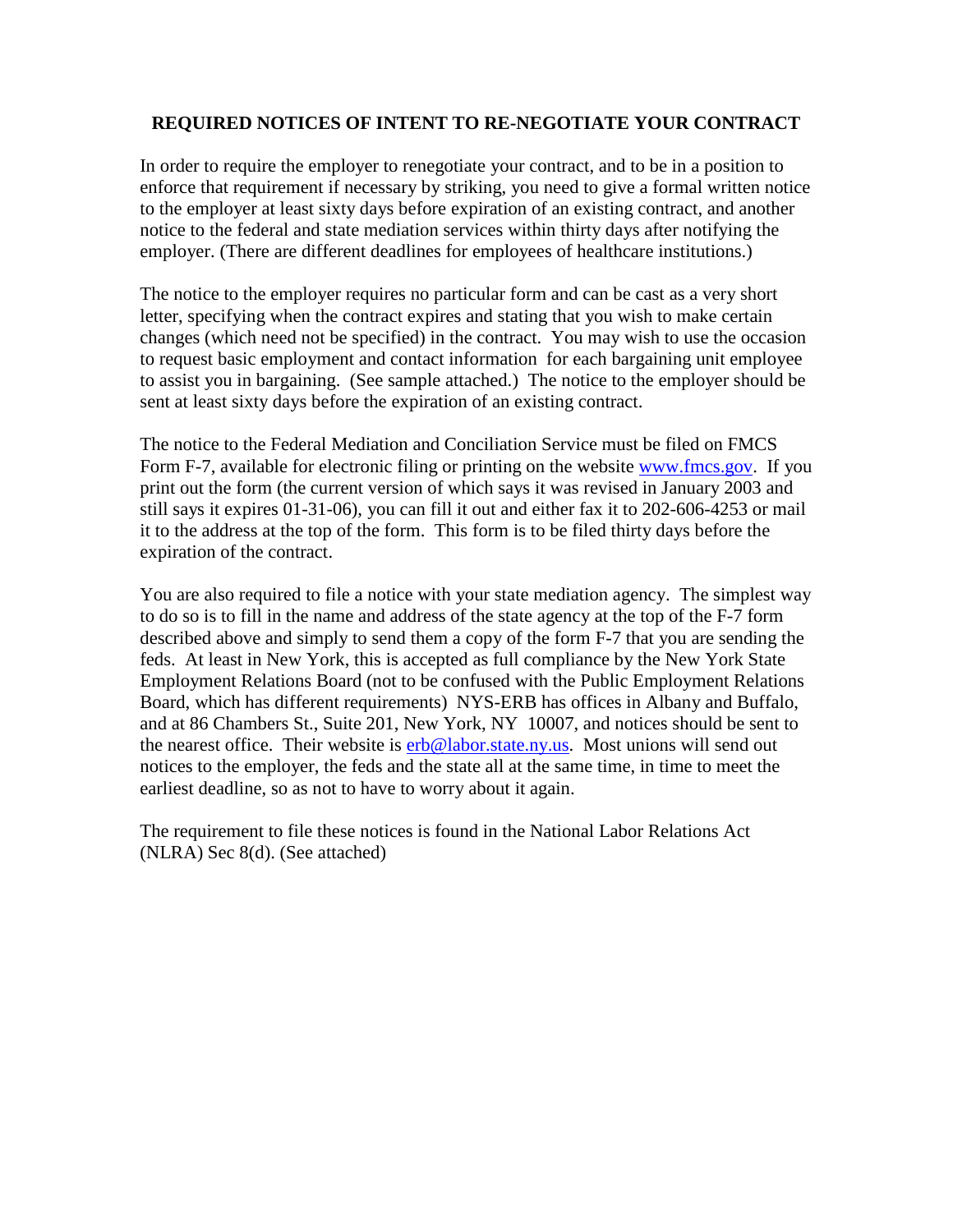# REQUIRED NOTICES OF INTENT TO RE-NEGOTIATE YOUR CONTRACT

In order to require the employer to renegotiate your contract, and to be in a position to enforce that requirement if necessary by striking, you need to give a formal written notice to the employer at least sixty days before expiration of an existing contract, and another notice to the federal and state mediation services within thirty days after notifying the employer. (There are different deadlines for employees of healthcare institutions.)

The notice to the employer requires no particular form and can be cast as a very short letter, specifying when the contract expires and stating that you wish to make certain changes (which need not be specified) in the contract. You may wish to use the occasion to request basic employment and contact information for each bargaining unit employee to assist you in bargaining. (See sample attached.) The notice to the employer should be sent at least sixty days before the expiration of an existing contract.

The notice to the Federal Mediation and Conciliation Service must be filed on FMCS Form F-7, available for electronic filing or printing on the website [www.fmcs.gov](http://www.fmcs.gov). If you print out the form (the current version of which says it was revised in January 2003 and still says it expires 01-31-06), you can fill it out and either fax it to 202-606-4253 or mail it to the address at the top of the form. This form is to be filed thirty days before the expiration of the contract.

You are also required to file a notice with your state mediation agency. The simplest way to do so is to fill in the name and address of the state agency at the top of the F-7 form described above and simply to send them a copy of the form F-7 that you are sending the feds. At least in New York, this is accepted as full compliance by the New York State Employment Relations Board (not to be confused with the Public Employment Relations Board, which has different requirements) NYS-ERB has offices in Albany and Buffalo, and at 86 Chambers St., Suite 201, New York, NY 10007, and notices should be sent to the nearest office. Their website is [erb@labor.state.ny.us](mailto:erb@labor.state.ny.us). Most unions will send out notices to the employer, the feds and the state all at the same time, in time to meet the earliest deadline, so as not to have to worry about it again.

The requirement to file these notices is found in the National Labor Relations Act (NLRA) Sec 8(d). (See attached)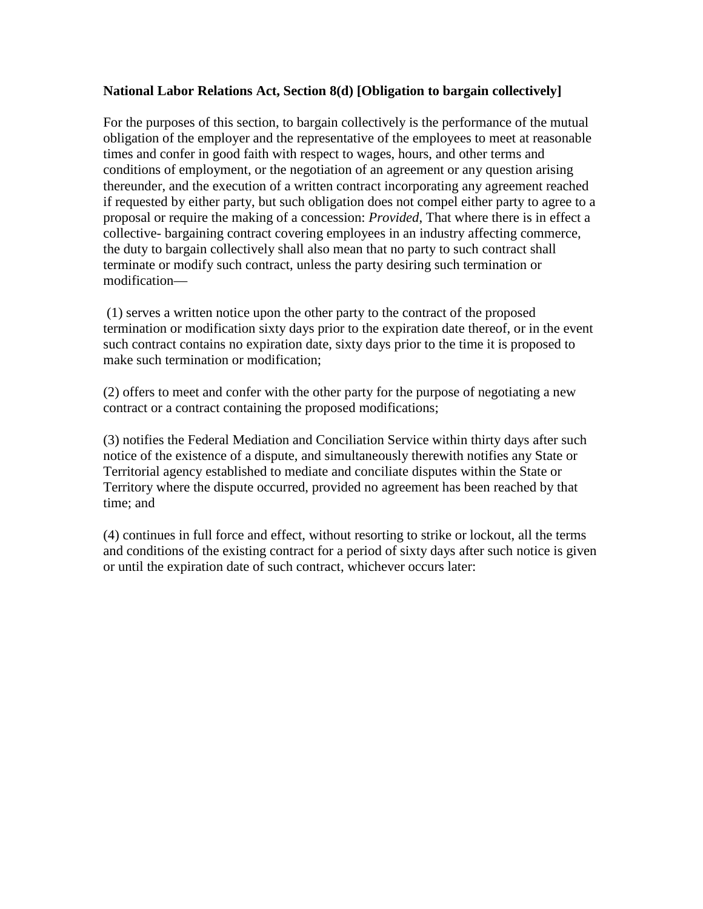**National Labor Relations Act, Section 8(d) [Obligation to bargain collectively]**

For the purposes of this section, to bargain collectively is the performance of the mutual obligation of the employer and the representative of the employees to meet at reasonable times and confer in good faith with respect to wages, hours, and other terms and conditions of employment, or the negotiation of an agreement or any question arising thereunder, and the execution of a written contract incorporating any agreement reached if requested by either party, but such obligation does not compel either party to agree to a proposal or require the making of a concession: *Provided*, That where there is in effect a collective- bargaining contract covering employees in an industry affecting commerce, the duty to bargain collectively shall also mean that no party to such contract shall terminate or modify such contract, unless the party desiring such termination or modification—

(1) serves a written notice upon the other party to the contract of the proposed termination or modification sixty days prior to the expiration date thereof, or in the event such contract contains no expiration date, sixty days prior to the time it is proposed to make such termination or modification;

(2) offers to meet and confer with the other party for the purpose of negotiating a new contract or a contract containing the proposed modifications;

(3) notifies the Federal Mediation and Conciliation Service within thirty days after such notice of the existence of a dispute, and simultaneously therewith notifies any State or Territorial agency established to mediate and conciliate disputes within the State or Territory where the dispute occurred, provided no agreement has been reached by that time; and

(4) continues in full force and effect, without resorting to strike or lockout, all the terms and conditions of the existing contract for a period of sixty days after such notice is given or until the expiration date of such contract, whichever occurs later: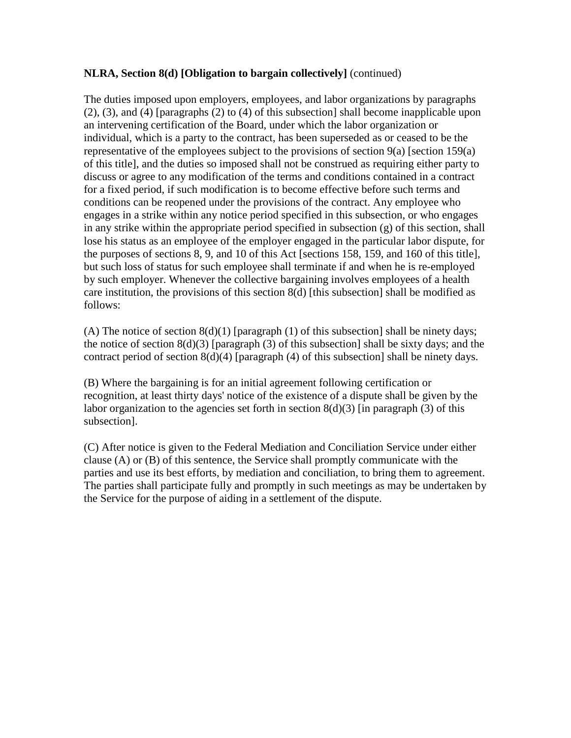**NLRA, Section 8(d) [Obligation to bargain collectively]** (continued)

The duties imposed upon employers, employees, and labor organizations by paragraphs (2), (3), and (4) [paragraphs (2) to (4) of this subsection] shall become inapplicable upon an intervening certification of the Board, under which the labor organization or individual, which is a party to the contract, has been superseded as or ceased to be the representative of the employees subject to the provisions of section 9(a) [section 159(a) of this title], and the duties so imposed shall not be construed as requiring either party to discuss or agree to any modification of the terms and conditions contained in a contract for a fixed period, if such modification is to become effective before such terms and conditions can be reopened under the provisions of the contract. Any employee who engages in a strike within any notice period specified in this subsection, or who engages in any strike within the appropriate period specified in subsection (g) of this section, shall lose his status as an employee of the employer engaged in the particular labor dispute, for the purposes of sections 8, 9, and 10 of this Act [sections 158, 159, and 160 of this title], but such loss of status for such employee shall terminate if and when he is re-employed by such employer. Whenever the collective bargaining involves employees of a health care institution, the provisions of this section 8(d) [this subsection] shall be modified as follows:

(A) The notice of section 8(d)(1) [paragraph (1) of this subsection] shall be ninety days; the notice of section 8(d)(3) [paragraph (3) of this subsection] shall be sixty days; and the contract period of section 8(d)(4) [paragraph (4) of this subsection] shall be ninety days.

(B) Where the bargaining is for an initial agreement following certification or recognition, at least thirty days' notice of the existence of a dispute shall be given by the labor organization to the agencies set forth in section 8(d)(3) [in paragraph (3) of this subsection].

(C) After notice is given to the Federal Mediation and Conciliation Service under either clause (A) or (B) of this sentence, the Service shall promptly communicate with the parties and use its best efforts, by mediation and conciliation, to bring them to agreement. The parties shall participate fully and promptly in such meetings as may be undertaken by the Service for the purpose of aiding in a settlement of the dispute.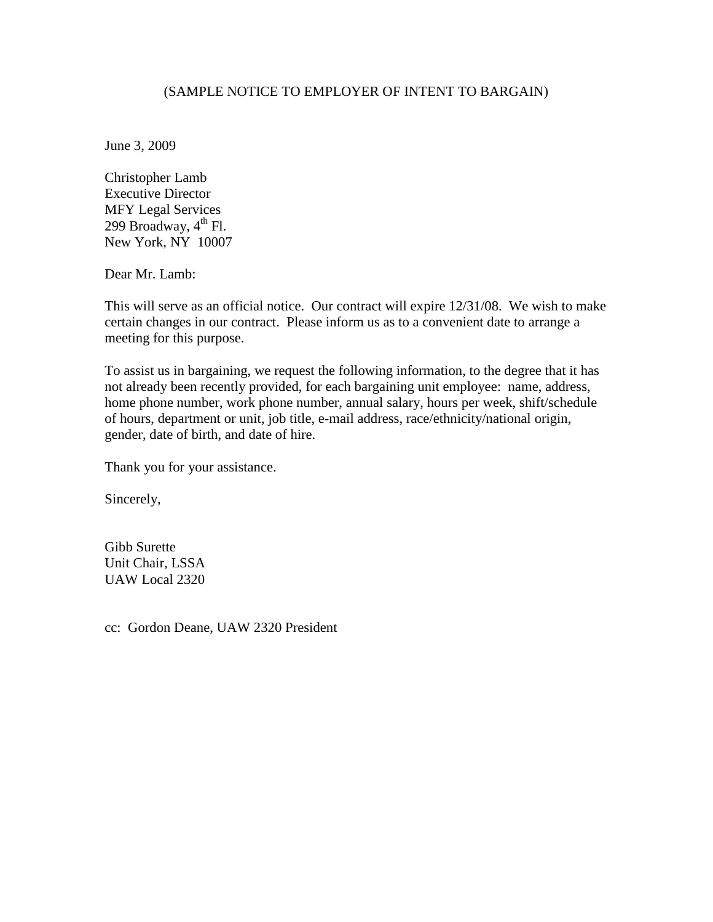(SAMPLE NOTICE TO EMPLOYER OF INTENT TO BARGAIN)

June 3, 2009

Christopher Lamb
Executive Director
MFY Legal Services
299 Broadway, 4th Fl.
New York, NY 10007

Dear Mr. Lamb:

This will serve as an official notice. Our contract will expire 12/31/08. We wish to make certain changes in our contract. Please inform us as to a convenient date to arrange a meeting for this purpose.

To assist us in bargaining, we request the following information, to the degree that it has not already been recently provided, for each bargaining unit employee: name, address, home phone number, work phone number, annual salary, hours per week, shift/schedule of hours, department or unit, job title, e-mail address, race/ethnicity/national origin, gender, date of birth, and date of hire.

Thank you for your assistance.

Sincerely,

Gibb Surette
Unit Chair, LSSA
UAW Local 2320

cc: Gordon Deane, UAW 2320 President